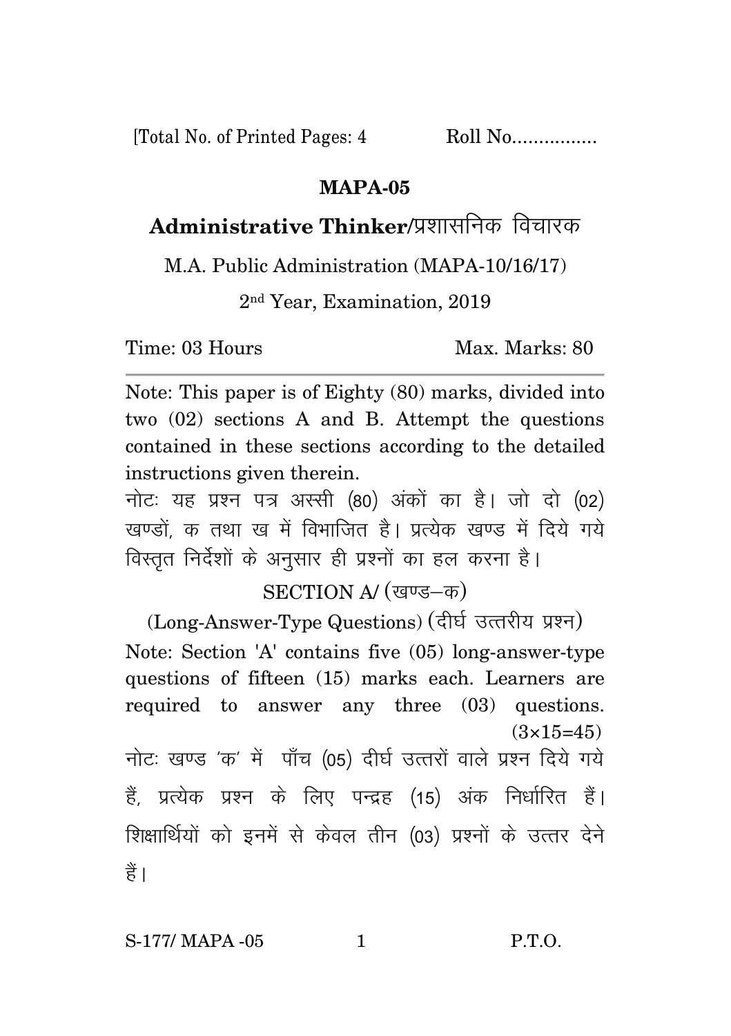[Total No. of Printed Pages: 4 Roll No................

# MAPA-05

## Administrative Thinker/प्रशासनिक विचारक

M.A. Public Administration (MAPA-10/16/17)

2nd Year, Examination, 2019

Time: 03 Hours Max. Marks: 80

---

Note: This paper is of Eighty (80) marks, divided into two (02) sections A and B. Attempt the questions contained in these sections according to the detailed instructions given therein.

नोटः यह प्रश्न पत्र अस्सी (80) अंकों का है। जो दो (02) खण्डों, क तथा ख में विभाजित है। प्रत्येक खण्ड में दिये गये विस्तृत निर्देशों के अनुसार ही प्रश्नों का हल करना है।

### SECTION A/ (खण्ड–क)

(Long-Answer-Type Questions) (दीर्घ उत्तरीय प्रश्न)

Note: Section 'A' contains five (05) long-answer-type questions of fifteen (15) marks each. Learners are required to answer any three (03) questions. $(3\times15=45)$

नोटः खण्ड 'क' में पाँच (05) दीर्घ उत्तरों वाले प्रश्न दिये गये हैं, प्रत्येक प्रश्न के लिए पन्द्रह (15) अंक निर्धारित हैं। शिक्षार्थियों को इनमें से केवल तीन (03) प्रश्नों के उत्तर देने हैं।

S-177/ MAPA -05 P.T.O.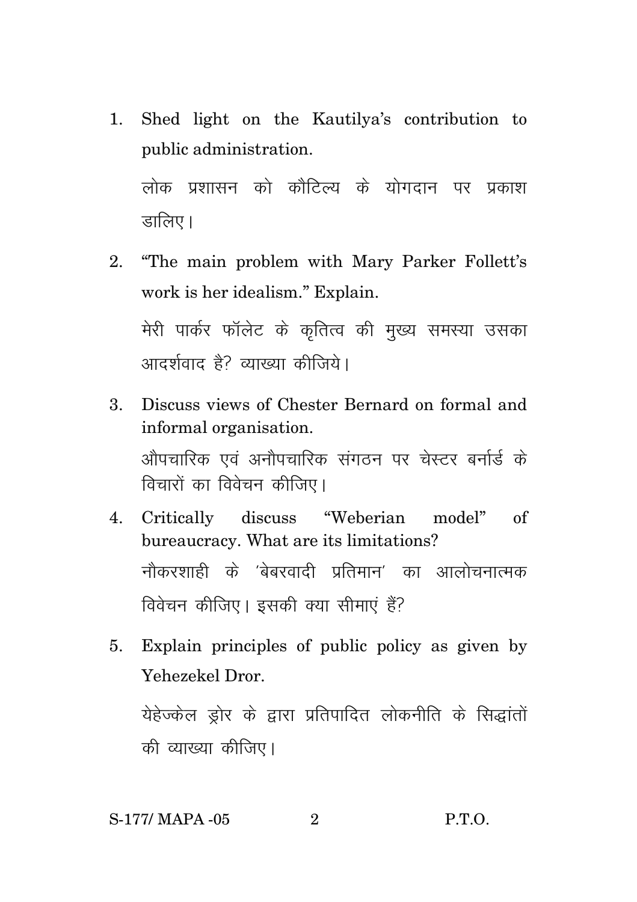1. Shed light on the Kautilya's contribution to public administration.

   लोक प्रशासन को कौटिल्य के योगदान पर प्रकाश डालिए।

2. "The main problem with Mary Parker Follett's work is her idealism." Explain.

   मेरी पार्कर फॉलेट के कृतित्व की मुख्य समस्या उसका आदर्शवाद है? व्याख्या कीजिये।

3. Discuss views of Chester Bernard on formal and informal organisation.

   औपचारिक एवं अनौपचारिक संगठन पर चेस्टर बर्नार्ड के विचारों का विवेचन कीजिए।

4. Critically discuss "Weberian model" of bureaucracy. What are its limitations?

   नौकरशाही के 'बेबरवादी प्रतिमान' का आलोचनात्मक विवेचन कीजिए। इसकी क्या सीमाएं हैं?

5. Explain principles of public policy as given by Yehezekel Dror.

   येहेज्केल ड्रोर के द्वारा प्रतिपादित लोकनीति के सिद्धांतों की व्याख्या कीजिए।

S-177/ MAPA -05 P.T.O.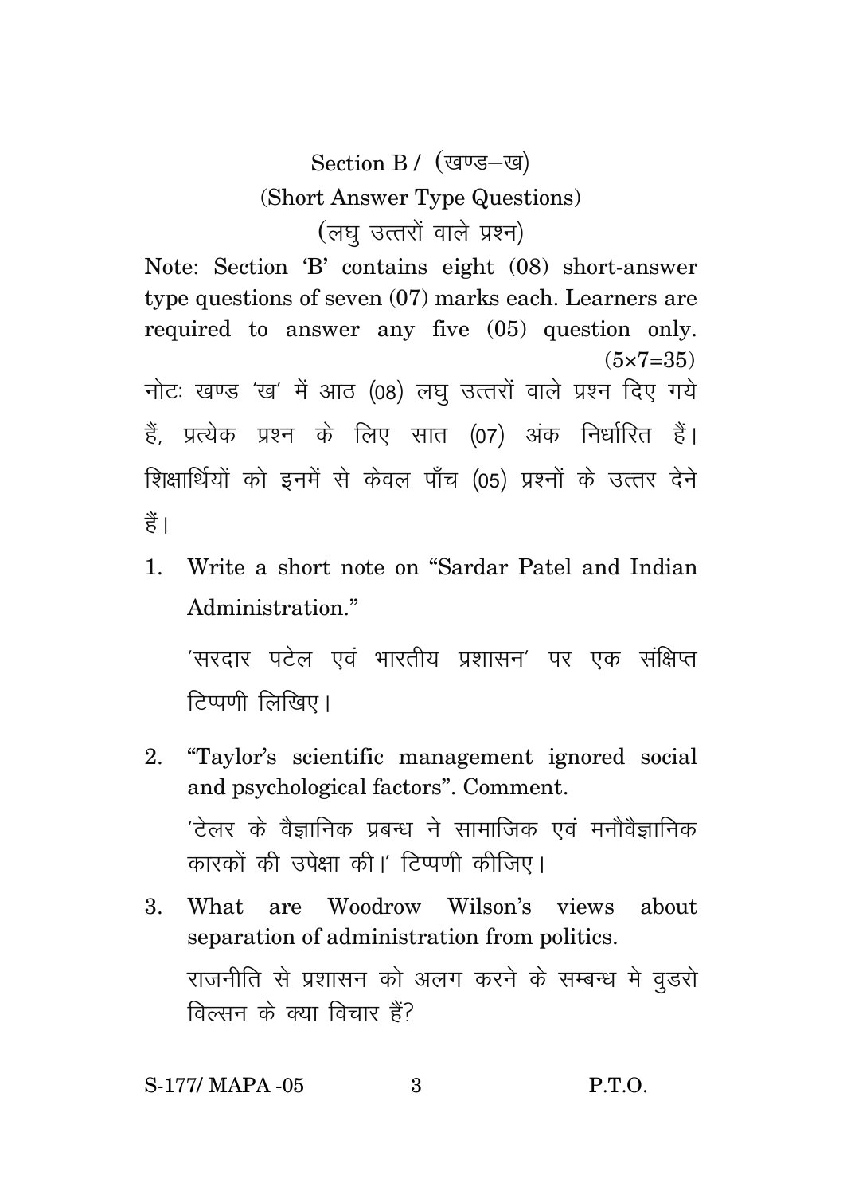## Section B / (खण्ड–ख)

### (Short Answer Type Questions)

### (लघु उत्तरों वाले प्रश्न)

Note: Section 'B' contains eight (08) short-answer type questions of seven (07) marks each. Learners are required to answer any five (05) question only. (5×7=35)

नोटः खण्ड 'ख' में आठ (08) लघु उत्तरों वाले प्रश्न दिए गये हैं, प्रत्येक प्रश्न के लिए सात (07) अंक निर्धारित हैं। शिक्षार्थियों को इनमें से केवल पाँच (05) प्रश्नों के उत्तर देने हैं।

1. Write a short note on "Sardar Patel and Indian Administration."

   'सरदार पटेल एवं भारतीय प्रशासन' पर एक संक्षिप्त टिप्पणी लिखिए।

2. "Taylor's scientific management ignored social and psychological factors". Comment.

   'टेलर के वैज्ञानिक प्रबन्ध ने सामाजिक एवं मनौवैज्ञानिक कारकों की उपेक्षा की।' टिप्पणी कीजिए।

3. What are Woodrow Wilson's views about separation of administration from politics.

   राजनीति से प्रशासन को अलग करने के सम्बन्ध मे वुडरो विल्सन के क्या विचार हैं?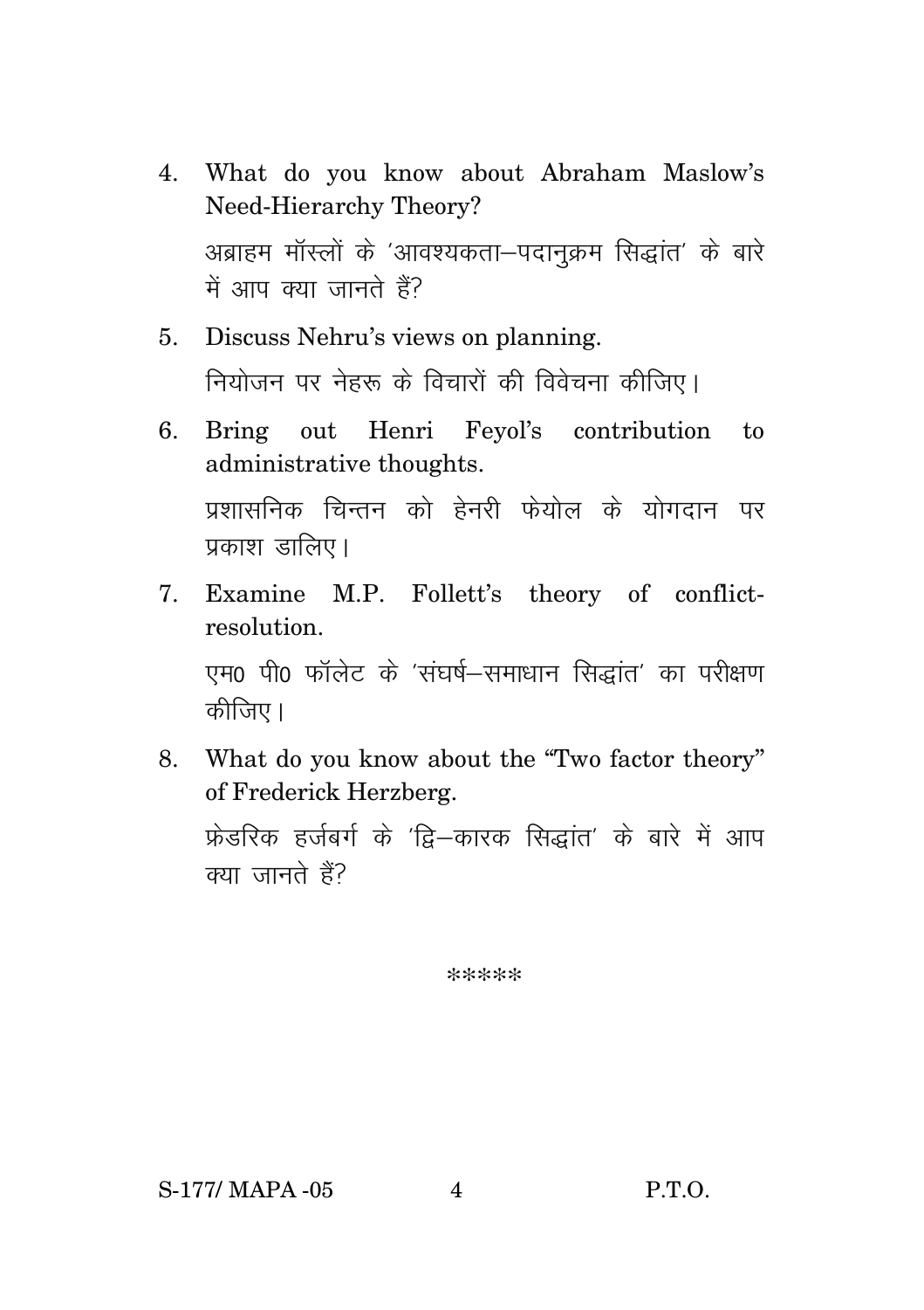4. What do you know about Abraham Maslow's Need-Hierarchy Theory?

   अब्राहम मॉस्लों के 'आवश्यकता–पदानुक्रम सिद्धांत' के बारे में आप क्या जानते हैं?

5. Discuss Nehru's views on planning.

   नियोजन पर नेहरू के विचारों की विवेचना कीजिए।

6. Bring out Henri Feyol's contribution to administrative thoughts.

   प्रशासनिक चिन्तन को हेनरी फेयोल के योगदान पर प्रकाश डालिए।

7. Examine M.P. Follett's theory of conflict-resolution.

   एम0 पी0 फॉलेट के 'संघर्ष–समाधान सिद्धांत' का परीक्षण कीजिए।

8. What do you know about the "Two factor theory" of Frederick Herzberg.

   फ्रेडरिक हर्जबर्ग के 'द्वि–कारक सिद्धांत' के बारे में आप क्या जानते हैं?

*****

S-177/ MAPA -05 P.T.O.